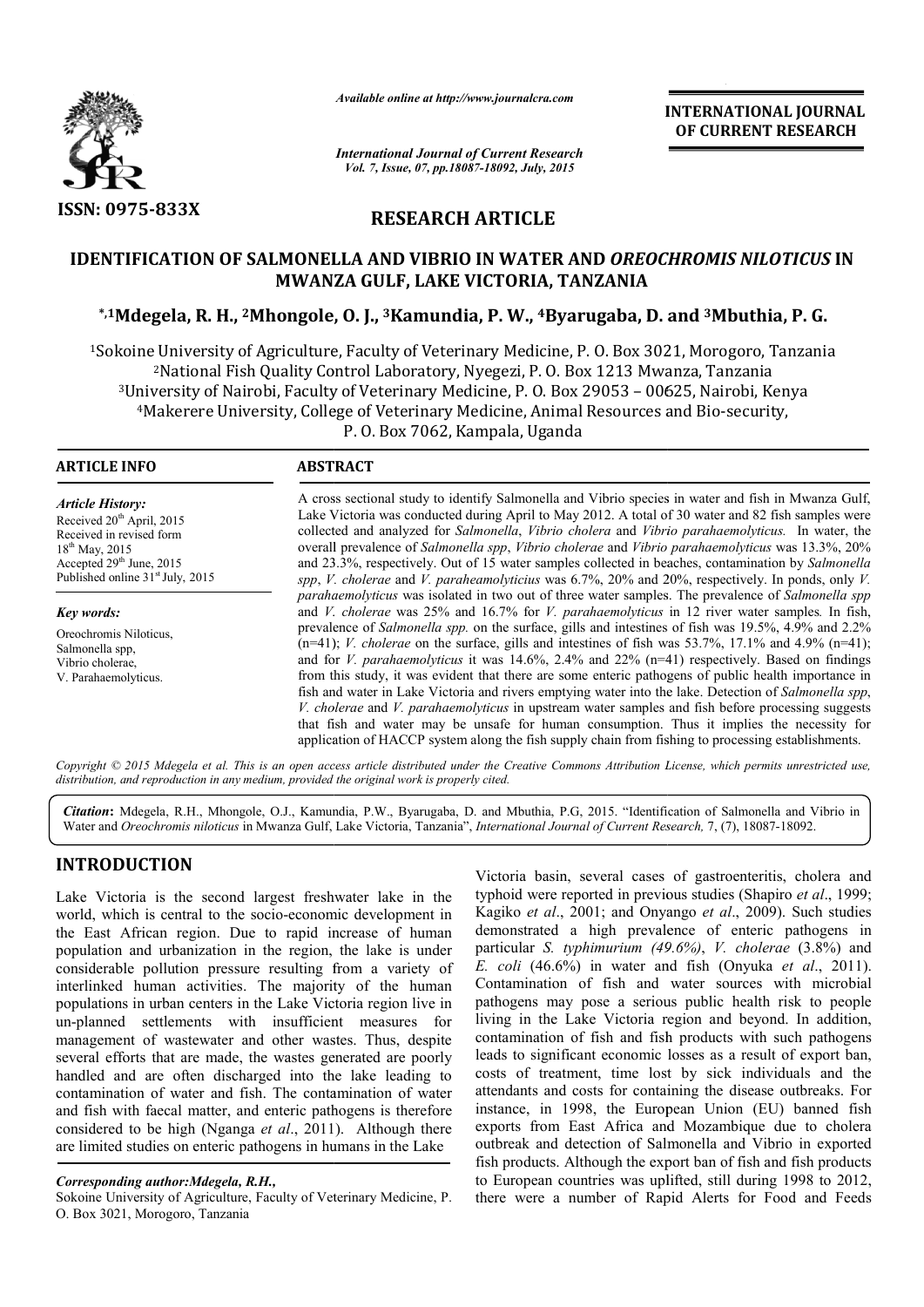# RESEARCH ARTICLE

## IDENTIFICATION OF SALMONELLA AND VIBRIO IN WATER AND *OREOCHROMIS NILOTICUS* IN MWANZA GULF, LAKE VICTORIA, TANZANIA

**[*,1]Mdegela, R. H., [2]Mhongole, O. J., [3]Kamundia, P. W., [4]Byarugaba, D. and [3]Mbuthia, P. G.**

[1]Sokoine University of Agriculture, Faculty of Veterinary Medicine, P. O. Box 3021, Morogoro, Tanzania
[2]National Fish Quality Control Laboratory, Nyegezi, P. O. Box 1213 Mwanza, Tanzania
[3]University of Nairobi, Faculty of Veterinary Medicine, P. O. Box 29053 – 00625, Nairobi, Kenya
[4]Makerere University, College of Veterinary Medicine, Animal Resources and Bio-security, P. O. Box 7062, Kampala, Uganda

### ARTICLE INFO

*Article History:*
Received 20th April, 2015
Received in revised form 18th May, 2015
Accepted 29th June, 2015
Published online 31st July, 2015

*Key words:*
Oreochromis Niloticus,
Salmonella spp,
Vibrio cholerae,
V. Parahaemolyticus.

### ABSTRACT

A cross sectional study to identify Salmonella and Vibrio species in water and fish in Mwanza Gulf, Lake Victoria was conducted during April to May 2012. A total of 30 water and 82 fish samples were collected and analyzed for *Salmonella*, *Vibrio cholera* and *Vibrio parahaemolyticus.* In water, the overall prevalence of *Salmonella spp*, *Vibrio cholerae* and *Vibrio parahaemolyticus* was 13.3%, 20% and 23.3%, respectively. Out of 15 water samples collected in beaches, contamination by *Salmonella spp*, *V. cholerae* and *V. paraheamolyticus* was 6.7%, 20% and 20%, respectively. In ponds, only *V. parahaemolyticus* was isolated in two out of three water samples. The prevalence of *Salmonella spp* and *V. cholerae* was 25% and 16.7% for *V. parahaemolyticus* in 12 river water samples*.* In fish, prevalence of *Salmonella spp.* on the surface, gills and intestines of fish was 19.5%, 4.9% and 2.2% (n=41); *V. cholerae* on the surface, gills and intestines of fish was 53.7%, 17.1% and 4.9% (n=41); and for *V. parahaemolyticus* it was 14.6%, 2.4% and 22% (n=41) respectively. Based on findings from this study, it was evident that there are some enteric pathogens of public health importance in fish and water in Lake Victoria and rivers emptying water into the lake. Detection of *Salmonella spp*, *V. cholerae* and *V. parahaemolyticus* in upstream water samples and fish before processing suggests that fish and water may be unsafe for human consumption. Thus it implies the necessity for application of HACCP system along the fish supply chain from fishing to processing establishments.

*Copyright © 2015 Mdegela et al. This is an open access article distributed under the Creative Commons Attribution License, which permits unrestricted use, distribution, and reproduction in any medium, provided the original work is properly cited.*

***Citation*:** Mdegela, R.H., Mhongole, O.J., Kamundia, P.W., Byarugaba, D. and Mbuthia, P.G, 2015. "Identification of Salmonella and Vibrio in Water and *Oreochromis niloticus* in Mwanza Gulf, Lake Victoria, Tanzania", *International Journal of Current Research,* 7, (7), 18087-18092.

## INTRODUCTION

Lake Victoria is the second largest freshwater lake in the world, which is central to the socio-economic development in the East African region. Due to rapid increase of human population and urbanization in the region, the lake is under considerable pollution pressure resulting from a variety of interlinked human activities. The majority of the human populations in urban centers in the Lake Victoria region live in un-planned settlements with insufficient measures for management of wastewater and other wastes. Thus, despite several efforts that are made, the wastes generated are poorly handled and are often discharged into the lake leading to contamination of water and fish. The contamination of water and fish with faecal matter, and enteric pathogens is therefore considered to be high (Nganga *et al*., 2011). Although there are limited studies on enteric pathogens in humans in the Lake Victoria basin, several cases of gastroenteritis, cholera and typhoid were reported in previous studies (Shapiro *et al*., 1999; Kagiko *et al*., 2001; and Onyango *et al*., 2009). Such studies demonstrated a high prevalence of enteric pathogens in particular *S. typhimurium (49.6%)*, *V. cholerae* (3.8%) and *E. coli* (46.6%) in water and fish (Onyuka *et al*., 2011). Contamination of fish and water sources with microbial pathogens may pose a serious public health risk to people living in the Lake Victoria region and beyond. In addition, contamination of fish and fish products with such pathogens leads to significant economic losses as a result of export ban, costs of treatment, time lost by sick individuals and the attendants and costs for containing the disease outbreaks. For instance, in 1998, the European Union (EU) banned fish exports from East Africa and Mozambique due to cholera outbreak and detection of Salmonella and Vibrio in exported fish products. Although the export ban of fish and fish products to European countries was uplifted, still during 1998 to 2012, there were a number of Rapid Alerts for Food and Feeds

***Corresponding author:Mdegela, R.H.,***
Sokoine University of Agriculture, Faculty of Veterinary Medicine, P. O. Box 3021, Morogoro, Tanzania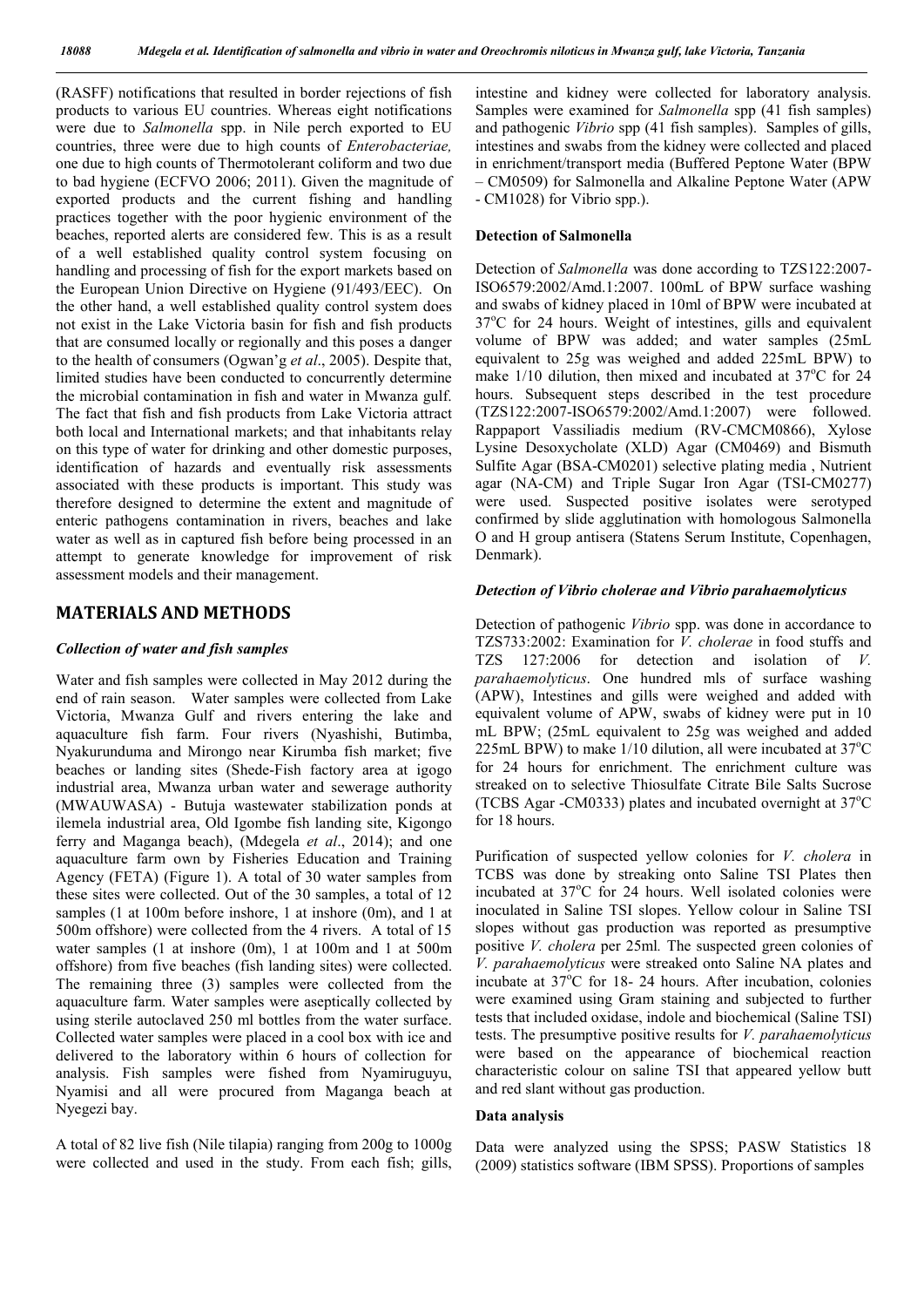(RASFF) notifications that resulted in border rejections of fish products to various EU countries. Whereas eight notifications were due to *Salmonella* spp. in Nile perch exported to EU countries, three were due to high counts of *Enterobacteriae,* one due to high counts of Thermotolerant coliform and two due to bad hygiene (ECFVO 2006; 2011). Given the magnitude of exported products and the current fishing and handling practices together with the poor hygienic environment of the beaches, reported alerts are considered few. This is as a result of a well established quality control system focusing on handling and processing of fish for the export markets based on the European Union Directive on Hygiene (91/493/EEC). On the other hand, a well established quality control system does not exist in the Lake Victoria basin for fish and fish products that are consumed locally or regionally and this poses a danger to the health of consumers (Ogwan'g *et al*., 2005). Despite that, limited studies have been conducted to concurrently determine the microbial contamination in fish and water in Mwanza gulf. The fact that fish and fish products from Lake Victoria attract both local and International markets; and that inhabitants relay on this type of water for drinking and other domestic purposes, identification of hazards and eventually risk assessments associated with these products is important. This study was therefore designed to determine the extent and magnitude of enteric pathogens contamination in rivers, beaches and lake water as well as in captured fish before being processed in an attempt to generate knowledge for improvement of risk assessment models and their management.

## MATERIALS AND METHODS

### *Collection of water and fish samples*

Water and fish samples were collected in May 2012 during the end of rain season. Water samples were collected from Lake Victoria, Mwanza Gulf and rivers entering the lake and aquaculture fish farm. Four rivers (Nyashishi, Butimba, Nyakurunduma and Mirongo near Kirumba fish market; five beaches or landing sites (Shede-Fish factory area at igogo industrial area, Mwanza urban water and sewerage authority (MWAUWASA) - Butuja wastewater stabilization ponds at ilemela industrial area, Old Igombe fish landing site, Kigongo ferry and Maganga beach), (Mdegela *et al*., 2014); and one aquaculture farm own by Fisheries Education and Training Agency (FETA) (Figure 1). A total of 30 water samples from these sites were collected. Out of the 30 samples, a total of 12 samples (1 at 100m before inshore, 1 at inshore (0m), and 1 at 500m offshore) were collected from the 4 rivers. A total of 15 water samples (1 at inshore (0m), 1 at 100m and 1 at 500m offshore) from five beaches (fish landing sites) were collected. The remaining three (3) samples were collected from the aquaculture farm. Water samples were aseptically collected by using sterile autoclaved 250 ml bottles from the water surface. Collected water samples were placed in a cool box with ice and delivered to the laboratory within 6 hours of collection for analysis. Fish samples were fished from Nyamiruguyu, Nyamisi and all were procured from Maganga beach at Nyegezi bay.

A total of 82 live fish (Nile tilapia) ranging from 200g to 1000g were collected and used in the study. From each fish; gills, intestine and kidney were collected for laboratory analysis. Samples were examined for *Salmonella* spp (41 fish samples) and pathogenic *Vibrio* spp (41 fish samples). Samples of gills, intestines and swabs from the kidney were collected and placed in enrichment/transport media (Buffered Peptone Water (BPW – CM0509) for Salmonella and Alkaline Peptone Water (APW - CM1028) for Vibrio spp.).

### Detection of Salmonella

Detection of *Salmonella* was done according to TZS122:2007-ISO6579:2002/Amd.1:2007. 100mL of BPW surface washing and swabs of kidney placed in 10ml of BPW were incubated at 37$^{o}$C for 24 hours. Weight of intestines, gills and equivalent volume of BPW was added; and water samples (25mL equivalent to 25g was weighed and added 225mL BPW) to make 1/10 dilution, then mixed and incubated at 37$^{o}$C for 24 hours. Subsequent steps described in the test procedure (TZS122:2007-ISO6579:2002/Amd.1:2007) were followed. Rappaport Vassiliadis medium (RV-CMCM0866), Xylose Lysine Desoxycholate (XLD) Agar (CM0469) and Bismuth Sulfite Agar (BSA-CM0201) selective plating media , Nutrient agar (NA-CM) and Triple Sugar Iron Agar (TSI-CM0277) were used. Suspected positive isolates were serotyped confirmed by slide agglutination with homologous Salmonella O and H group antisera (Statens Serum Institute, Copenhagen, Denmark).

### *Detection of Vibrio cholerae and Vibrio parahaemolyticus*

Detection of pathogenic *Vibrio* spp. was done in accordance to TZS733:2002: Examination for *V. cholerae* in food stuffs and TZS 127:2006 for detection and isolation of *V. parahaemolyticus*. One hundred mls of surface washing (APW), Intestines and gills were weighed and added with equivalent volume of APW, swabs of kidney were put in 10 mL BPW; (25mL equivalent to 25g was weighed and added 225mL BPW) to make 1/10 dilution, all were incubated at 37$^{o}$C for 24 hours for enrichment. The enrichment culture was streaked on to selective Thiosulfate Citrate Bile Salts Sucrose (TCBS Agar -CM0333) plates and incubated overnight at 37$^{o}$C for 18 hours.

Purification of suspected yellow colonies for *V. cholera* in TCBS was done by streaking onto Saline TSI Plates then incubated at 37$^{o}$C for 24 hours. Well isolated colonies were inoculated in Saline TSI slopes. Yellow colour in Saline TSI slopes without gas production was reported as presumptive positive *V. cholera* per 25ml*.* The suspected green colonies of *V. parahaemolyticus* were streaked onto Saline NA plates and incubate at 37$^{o}$C for 18- 24 hours. After incubation, colonies were examined using Gram staining and subjected to further tests that included oxidase, indole and biochemical (Saline TSI) tests. The presumptive positive results for *V. parahaemolyticus* were based on the appearance of biochemical reaction characteristic colour on saline TSI that appeared yellow butt and red slant without gas production.

### Data analysis

Data were analyzed using the SPSS; PASW Statistics 18 (2009) statistics software (IBM SPSS). Proportions of samples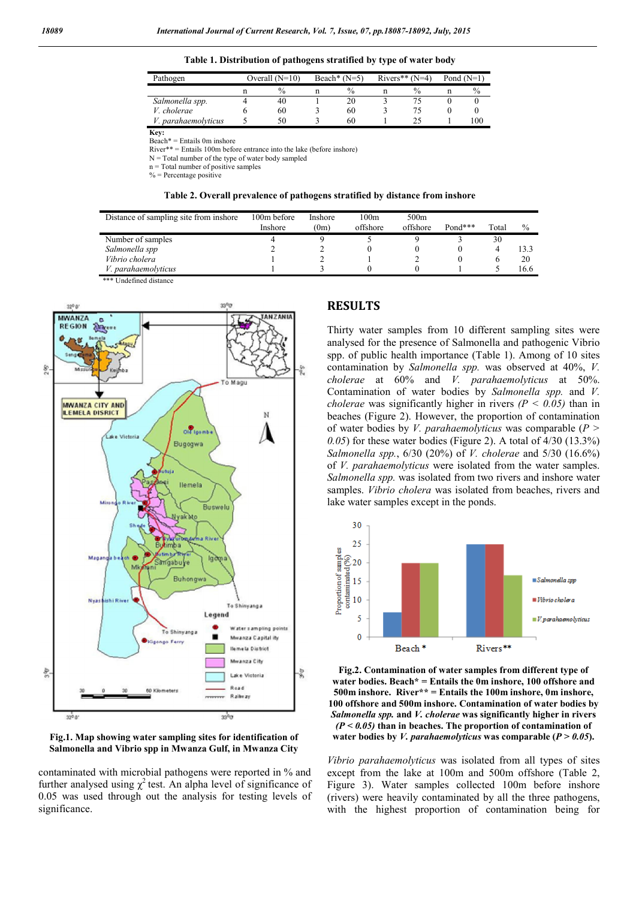**Table 1. Distribution of pathogens stratified by type of water body**

| Pathogen | Overall (N=10) | | Beach* (N=5) | | Rivers** (N=4) | | Pond (N=1) | |
|---|---|---|---|---|---|---|---|---|
| | n | % | n | % | n | % | n | % |
| *Salmonella spp.* | 4 | 40 | 1 | 20 | 3 | 75 | 0 | 0 |
| *V. cholerae* | 6 | 60 | 3 | 60 | 3 | 75 | 0 | 0 |
| *V. parahaemolyticus* | 5 | 50 | 3 | 60 | 1 | 25 | 1 | 100 |

**Key:**
Beach* = Entails 0m inshore
River** = Entails 100m before entrance into the lake (before inshore)
N = Total number of the type of water body sampled
n = Total number of positive samples
% = Percentage positive

**Table 2. Overall prevalence of pathogens stratified by distance from inshore**

| Distance of sampling site from inshore | 100m before Inshore | Inshore (0m) | 100m offshore | 500m offshore | Pond*** | Total | % |
|---|---|---|---|---|---|---|---|
| Number of samples | 4 | 9 | 5 | 9 | 3 | 30 | |
| *Salmonella spp* | 2 | 2 | 0 | 0 | 0 | 4 | 13.3 |
| *Vibrio cholera* | 1 | 2 | 1 | 2 | 0 | 6 | 20 |
| *V. parahaemolyticus* | 1 | 3 | 0 | 0 | 1 | 5 | 16.6 |

*** Undefined distance

**Fig.1. Map showing water sampling sites for identification of Salmonella and Vibrio spp in Mwanza Gulf, in Mwanza City**

contaminated with microbial pathogens were reported in % and further analysed using $\chi^2$ test. An alpha level of significance of 0.05 was used through out the analysis for testing levels of significance.

## RESULTS

Thirty water samples from 10 different sampling sites were analysed for the presence of Salmonella and pathogenic Vibrio spp. of public health importance (Table 1). Among of 10 sites contamination by *Salmonella spp.* was observed at 40%, *V. cholerae* at 60% and *V. parahaemolyticus* at 50%. Contamination of water bodies by *Salmonella spp.* and *V. cholerae* was significantly higher in rivers *($P < 0.05$)* than in beaches (Figure 2). However, the proportion of contamination of water bodies by *V. parahaemolyticus* was comparable ($P > 0.05$) for these water bodies (Figure 2). A total of 4/30 (13.3%) *Salmonella spp.*, 6/30 (20%) of *V. cholerae* and 5/30 (16.6%) of *V. parahaemolyticus* were isolated from the water samples. *Salmonella spp.* was isolated from two rivers and inshore water samples. *Vibrio cholera* was isolated from beaches, rivers and lake water samples except in the ponds.

**Fig.2. Contamination of water samples from different type of water bodies. Beach* = Entails the 0m inshore, 100 offshore and 500m inshore. River** = Entails the 100m inshore, 0m inshore, 100 offshore and 500m inshore. Contamination of water bodies by *Salmonella spp.* and *V. cholerae* was significantly higher in rivers *($P < 0.05$)* than in beaches. The proportion of contamination of water bodies by *V. parahaemolyticus* was comparable ($P > 0.05$).**

*Vibrio parahaemolyticus* was isolated from all types of sites except from the lake at 100m and 500m offshore (Table 2, Figure 3). Water samples collected 100m before inshore (rivers) were heavily contaminated by all the three pathogens, with the highest proportion of contamination being for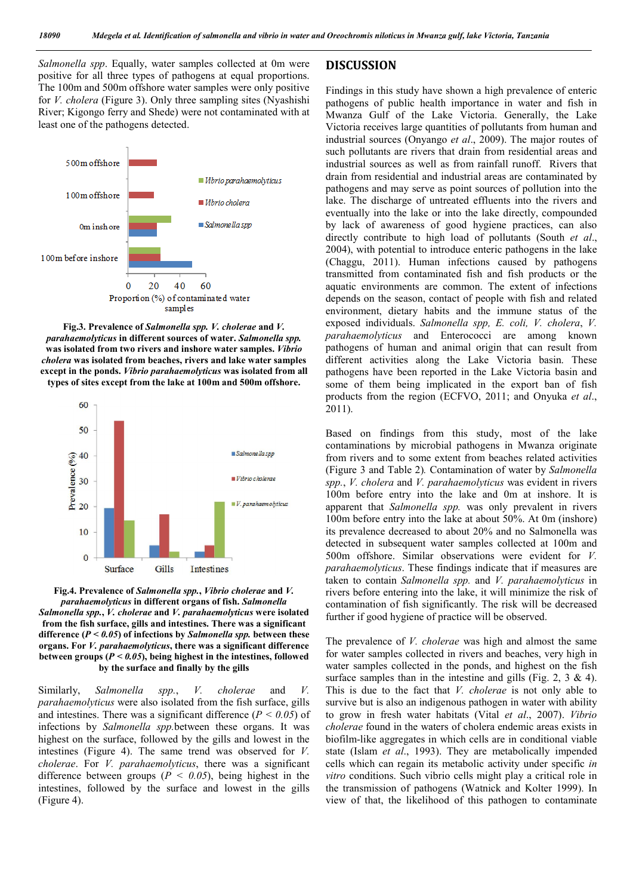*Salmonella spp*. Equally, water samples collected at 0m were positive for all three types of pathogens at equal proportions. The 100m and 500m offshore water samples were only positive for *V. cholera* (Figure 3). Only three sampling sites (Nyashishi River; Kigongo ferry and Shede) were not contaminated with at least one of the pathogens detected.

**Fig.3. Prevalence of *Salmonella spp. V. cholerae* and *V. parahaemolyticus* in different sources of water. *Salmonella spp.* was isolated from two rivers and inshore water samples. *Vibrio cholera* was isolated from beaches, rivers and lake water samples except in the ponds. *Vibrio parahaemolyticus* was isolated from all types of sites except from the lake at 100m and 500m offshore.**

**Fig.4. Prevalence of *Salmonella spp.*, *Vibrio cholerae* and *V. parahaemolyticus* in different organs of fish. *Salmonella Salmonella spp.*, *V. cholerae* and *V. parahaemolyticus* were isolated from the fish surface, gills and intestines. There was a significant difference ($P < 0.05$) of infections by *Salmonella spp.* between these organs. For *V. parahaemolyticus*, there was a significant difference between groups ($P < 0.05$), being highest in the intestines, followed by the surface and finally by the gills**

Similarly, *Salmonella spp.*, *V. cholerae* and *V. parahaemolyticus* were also isolated from the fish surface, gills and intestines. There was a significant difference ($P < 0.05$) of infections by *Salmonella spp.*between these organs. It was highest on the surface, followed by the gills and lowest in the intestines (Figure 4). The same trend was observed for *V. cholerae*. For *V. parahaemolyticus*, there was a significant difference between groups ($P < 0.05$), being highest in the intestines, followed by the surface and lowest in the gills (Figure 4).

## DISCUSSION

Findings in this study have shown a high prevalence of enteric pathogens of public health importance in water and fish in Mwanza Gulf of the Lake Victoria. Generally, the Lake Victoria receives large quantities of pollutants from human and industrial sources (Onyango *et al*., 2009). The major routes of such pollutants are rivers that drain from residential areas and industrial sources as well as from rainfall runoff. Rivers that drain from residential and industrial areas are contaminated by pathogens and may serve as point sources of pollution into the lake. The discharge of untreated effluents into the rivers and eventually into the lake or into the lake directly, compounded by lack of awareness of good hygiene practices, can also directly contribute to high load of pollutants (South *et al*., 2004), with potential to introduce enteric pathogens in the lake (Chaggu, 2011). Human infections caused by pathogens transmitted from contaminated fish and fish products or the aquatic environments are common. The extent of infections depends on the season, contact of people with fish and related environment, dietary habits and the immune status of the exposed individuals. *Salmonella spp, E. coli, V. cholera, V. parahaemolyticus* and Enterococci are among known pathogens of human and animal origin that can result from different activities along the Lake Victoria basin. These pathogens have been reported in the Lake Victoria basin and some of them being implicated in the export ban of fish products from the region (ECFVO, 2011; and Onyuka *et al*., 2011).

Based on findings from this study, most of the lake contaminations by microbial pathogens in Mwanza originate from rivers and to some extent from beaches related activities (Figure 3 and Table 2). Contamination of water by *Salmonella spp.*, *V. cholera* and *V. parahaemolyticus* was evident in rivers 100m before entry into the lake and 0m at inshore. It is apparent that *Salmonella spp.* was only prevalent in rivers 100m before entry into the lake at about 50%. At 0m (inshore) its prevalence decreased to about 20% and no Salmonella was detected in subsequent water samples collected at 100m and 500m offshore. Similar observations were evident for *V. parahaemolyticus*. These findings indicate that if measures are taken to contain *Salmonella spp.* and *V. parahaemolyticus* in rivers before entering into the lake, it will minimize the risk of contamination of fish significantly. The risk will be decreased further if good hygiene of practice will be observed.

The prevalence of *V. cholerae* was high and almost the same for water samples collected in rivers and beaches, very high in water samples collected in the ponds, and highest on the fish surface samples than in the intestine and gills (Fig. 2, 3 & 4). This is due to the fact that *V. cholerae* is not only able to survive but is also an indigenous pathogen in water with ability to grow in fresh water habitats (Vital *et al*., 2007). *Vibrio cholerae* found in the waters of cholera endemic areas exists in biofilm-like aggregates in which cells are in conditional viable state (Islam *et al*., 1993). They are metabolically impended cells which can regain its metabolic activity under specific *in vitro* conditions. Such vibrio cells might play a critical role in the transmission of pathogens (Watnick and Kolter 1999). In view of that, the likelihood of this pathogen to contaminate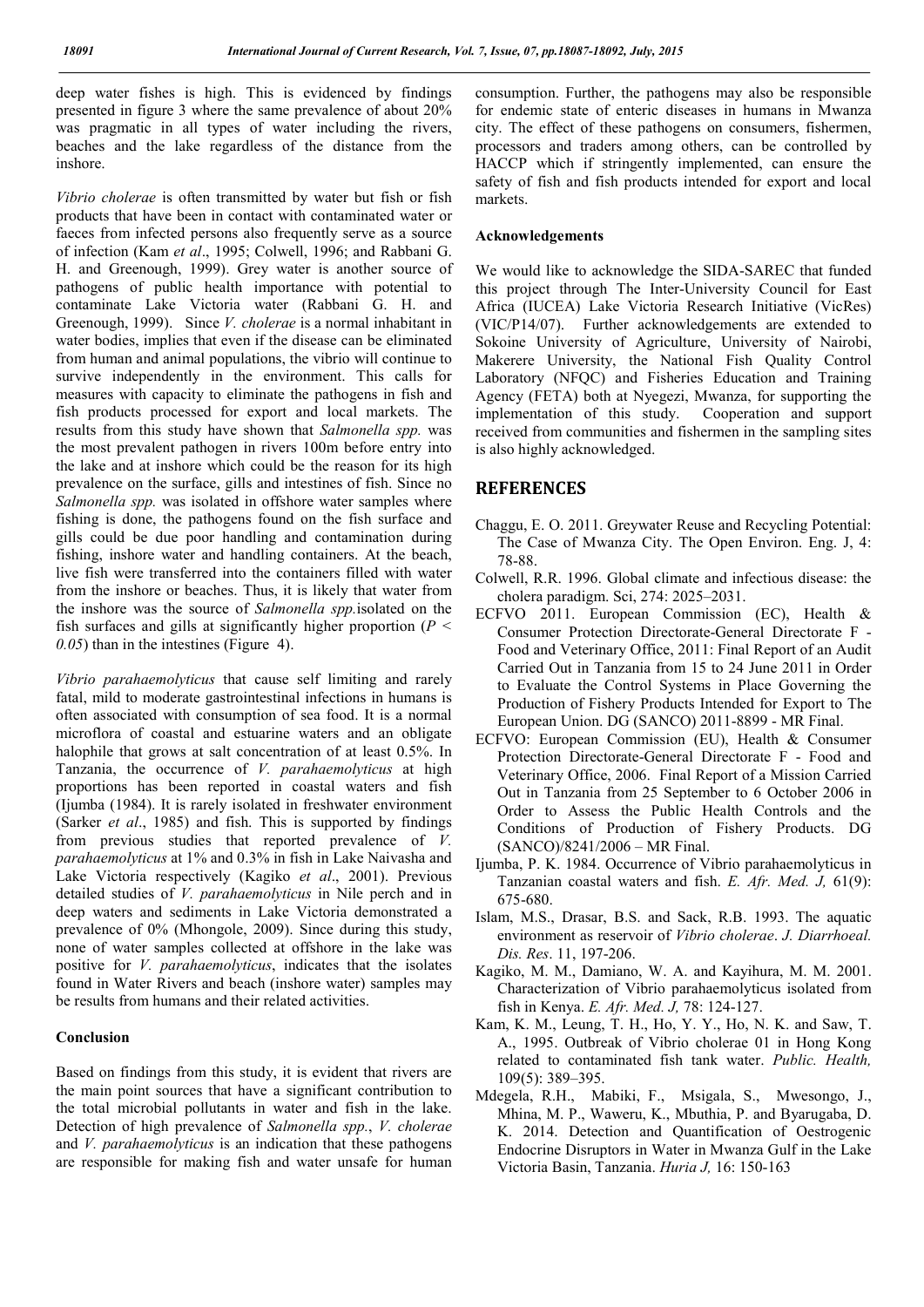deep water fishes is high. This is evidenced by findings presented in figure 3 where the same prevalence of about 20% was pragmatic in all types of water including the rivers, beaches and the lake regardless of the distance from the inshore.

*Vibrio cholerae* is often transmitted by water but fish or fish products that have been in contact with contaminated water or faeces from infected persons also frequently serve as a source of infection (Kam *et al*., 1995; Colwell, 1996; and Rabbani G. H. and Greenough, 1999). Grey water is another source of pathogens of public health importance with potential to contaminate Lake Victoria water (Rabbani G. H. and Greenough, 1999). Since *V. cholerae* is a normal inhabitant in water bodies, implies that even if the disease can be eliminated from human and animal populations, the vibrio will continue to survive independently in the environment. This calls for measures with capacity to eliminate the pathogens in fish and fish products processed for export and local markets. The results from this study have shown that *Salmonella spp.* was the most prevalent pathogen in rivers 100m before entry into the lake and at inshore which could be the reason for its high prevalence on the surface, gills and intestines of fish. Since no *Salmonella spp.* was isolated in offshore water samples where fishing is done, the pathogens found on the fish surface and gills could be due poor handling and contamination during fishing, inshore water and handling containers. At the beach, live fish were transferred into the containers filled with water from the inshore or beaches. Thus, it is likely that water from the inshore was the source of *Salmonella spp.*isolated on the fish surfaces and gills at significantly higher proportion ($P < 0.05$) than in the intestines (Figure 4).

*Vibrio parahaemolyticus* that cause self limiting and rarely fatal, mild to moderate gastrointestinal infections in humans is often associated with consumption of sea food. It is a normal microflora of coastal and estuarine waters and an obligate halophile that grows at salt concentration of at least 0.5%. In Tanzania, the occurrence of *V. parahaemolyticus* at high proportions has been reported in coastal waters and fish (Ijumba (1984). It is rarely isolated in freshwater environment (Sarker *et al*., 1985) and fish. This is supported by findings from previous studies that reported prevalence of *V. parahaemolyticus* at 1% and 0.3% in fish in Lake Naivasha and Lake Victoria respectively (Kagiko *et al*., 2001). Previous detailed studies of *V. parahaemolyticus* in Nile perch and in deep waters and sediments in Lake Victoria demonstrated a prevalence of 0% (Mhongole, 2009). Since during this study, none of water samples collected at offshore in the lake was positive for *V. parahaemolyticus*, indicates that the isolates found in Water Rivers and beach (inshore water) samples may be results from humans and their related activities.

### Conclusion

Based on findings from this study, it is evident that rivers are the main point sources that have a significant contribution to the total microbial pollutants in water and fish in the lake. Detection of high prevalence of *Salmonella spp.*, *V. cholerae* and *V. parahaemolyticus* is an indication that these pathogens are responsible for making fish and water unsafe for human consumption. Further, the pathogens may also be responsible for endemic state of enteric diseases in humans in Mwanza city. The effect of these pathogens on consumers, fishermen, processors and traders among others, can be controlled by HACCP which if stringently implemented, can ensure the safety of fish and fish products intended for export and local markets.

### Acknowledgements

We would like to acknowledge the SIDA-SAREC that funded this project through The Inter-University Council for East Africa (IUCEA) Lake Victoria Research Initiative (VicRes) (VIC/P14/07). Further acknowledgements are extended to Sokoine University of Agriculture, University of Nairobi, Makerere University, the National Fish Quality Control Laboratory (NFQC) and Fisheries Education and Training Agency (FETA) both at Nyegezi, Mwanza, for supporting the implementation of this study. Cooperation and support received from communities and fishermen in the sampling sites is also highly acknowledged.

## REFERENCES

Chaggu, E. O. 2011. Greywater Reuse and Recycling Potential: The Case of Mwanza City. The Open Environ. Eng. J, 4: 78-88.

Colwell, R.R. 1996. Global climate and infectious disease: the cholera paradigm. Sci, 274: 2025–2031.

ECFVO 2011. European Commission (EC), Health & Consumer Protection Directorate-General Directorate F - Food and Veterinary Office, 2011: Final Report of an Audit Carried Out in Tanzania from 15 to 24 June 2011 in Order to Evaluate the Control Systems in Place Governing the Production of Fishery Products Intended for Export to The European Union. DG (SANCO) 2011-8899 - MR Final.

ECFVO: European Commission (EU), Health & Consumer Protection Directorate-General Directorate F - Food and Veterinary Office, 2006. Final Report of a Mission Carried Out in Tanzania from 25 September to 6 October 2006 in Order to Assess the Public Health Controls and the Conditions of Production of Fishery Products. DG (SANCO)/8241/2006 – MR Final.

Ijumba, P. K. 1984. Occurrence of Vibrio parahaemolyticus in Tanzanian coastal waters and fish. *E. Afr. Med. J,* 61(9): 675-680.

Islam, M.S., Drasar, B.S. and Sack, R.B. 1993. The aquatic environment as reservoir of *Vibrio cholerae*. *J. Diarrhoeal. Dis. Res*. 11, 197-206.

Kagiko, M. M., Damiano, W. A. and Kayihura, M. M. 2001. Characterization of Vibrio parahaemolyticus isolated from fish in Kenya. *E. Afr. Med. J,* 78: 124-127.

Kam, K. M., Leung, T. H., Ho, Y. Y., Ho, N. K. and Saw, T. A., 1995. Outbreak of Vibrio cholerae 01 in Hong Kong related to contaminated fish tank water. *Public. Health,* 109(5): 389–395.

Mdegela, R.H., Mabiki, F., Msigala, S., Mwesongo, J., Mhina, M. P., Waweru, K., Mbuthia, P. and Byarugaba, D. K. 2014. Detection and Quantification of Oestrogenic Endocrine Disruptors in Water in Mwanza Gulf in the Lake Victoria Basin, Tanzania. *Huria J,* 16: 150-163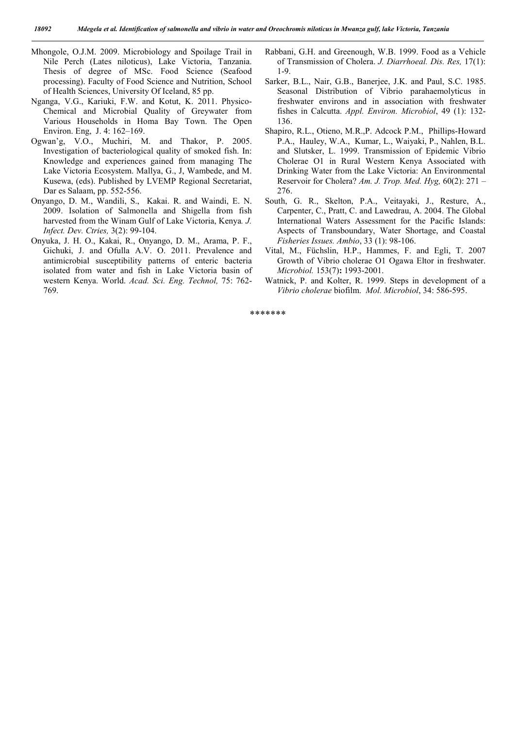Mhongole, O.J.M. 2009. Microbiology and Spoilage Trail in Nile Perch (Lates niloticus), Lake Victoria, Tanzania. Thesis of degree of MSc. Food Science (Seafood processing). Faculty of Food Science and Nutrition, School of Health Sciences, University Of Iceland, 85 pp.

Nganga, V.G., Kariuki, F.W. and Kotut, K. 2011. Physico-Chemical and Microbial Quality of Greywater from Various Households in Homa Bay Town. The Open Environ. Eng, J. 4: 162–169.

Ogwan'g, V.O., Muchiri, M. and Thakor, P. 2005. Investigation of bacteriological quality of smoked fish. In: Knowledge and experiences gained from managing The Lake Victoria Ecosystem. Mallya, G., J, Wambede, and M. Kusewa, (eds). Published by LVEMP Regional Secretariat, Dar es Salaam, pp. 552-556.

Onyango, D. M., Wandili, S., Kakai. R. and Waindi, E. N. 2009. Isolation of Salmonella and Shigella from fish harvested from the Winam Gulf of Lake Victoria, Kenya*. J. Infect. Dev. Ctries,* 3(2): 99-104.

Onyuka, J. H. O., Kakai, R., Onyango, D. M., Arama, P. F., Gichuki, J. and Ofulla A.V. O. 2011. Prevalence and antimicrobial susceptibility patterns of enteric bacteria isolated from water and fish in Lake Victoria basin of western Kenya. World. *Acad. Sci. Eng. Technol,* 75: 762-769.

Rabbani, G.H. and Greenough, W.B. 1999. Food as a Vehicle of Transmission of Cholera. *J. Diarrhoeal. Dis. Res,* 17(1): 1-9.

Sarker, B.L., Nair, G.B., Banerjee, J.K. and Paul, S.C. 1985. Seasonal Distribution of Vibrio parahaemolyticus in freshwater environs and in association with freshwater fishes in Calcutta. *Appl. Environ. Microbiol*, 49 (1): 132-136.

Shapiro, R.L., Otieno, M.R.,P. Adcock P.M., Phillips-Howard P.A., Hauley, W.A., Kumar, L., Waiyaki, P., Nahlen, B.L. and Slutsker, L. 1999. Transmission of Epidemic Vibrio Cholerae O1 in Rural Western Kenya Associated with Drinking Water from the Lake Victoria: An Environmental Reservoir for Cholera? *Am. J. Trop. Med. Hyg,* 60(2): 271 – 276.

South, G. R., Skelton, P.A., Veitayaki, J., Resture, A., Carpenter, C., Pratt, C. and Lawedrau, A. 2004. The Global International Waters Assessment for the Pacific Islands: Aspects of Transboundary, Water Shortage, and Coastal *Fisheries Issues. Ambio*, 33 (1): 98-106.

Vital, M., Füchslin, H.P., Hammes, F. and Egli, T. 2007 Growth of Vibrio cholerae O1 Ogawa Eltor in freshwater. *Microbiol.* 153(7)**:** 1993-2001.

Watnick, P. and Kolter, R. 1999. Steps in development of a *Vibrio cholerae* biofilm. *Mol. Microbiol*, 34: 586-595.

*******